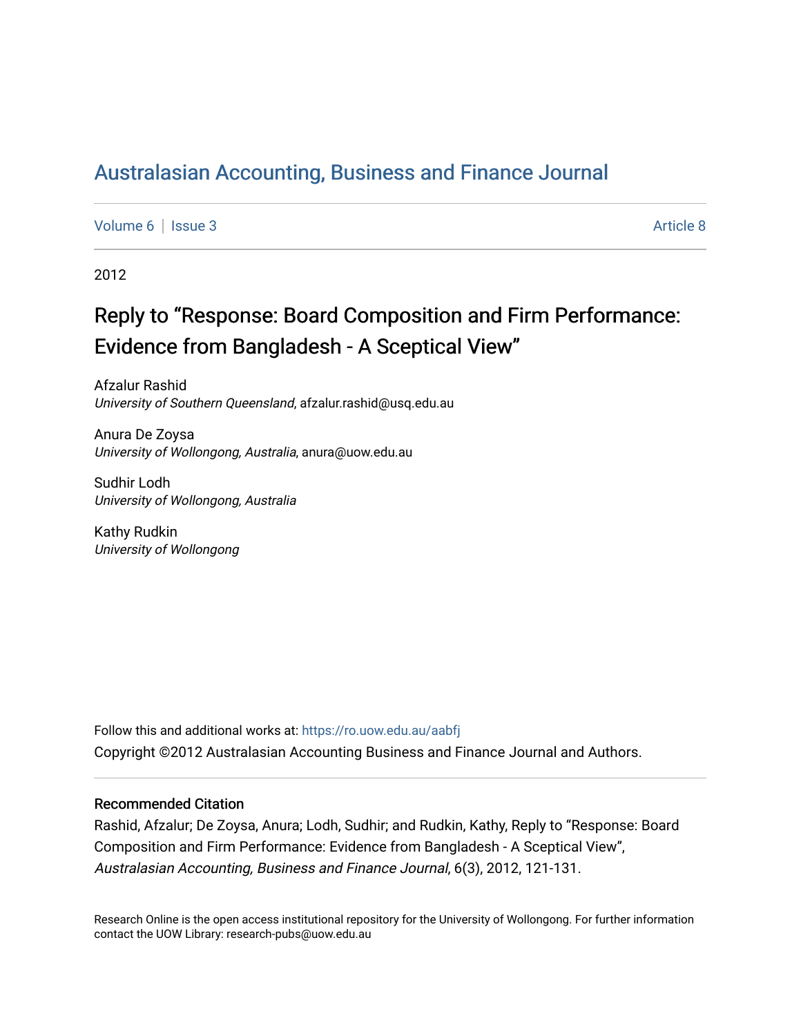# Australasian Accounting, Business and Finance Journal

Volume 6 | Issue 3 | Article 8

2012

## Reply to "Response: Board Composition and Firm Performance: Evidence from Bangladesh - A Sceptical View"

Afzalur Rashid
*University of Southern Queensland*, afzalur.rashid@usq.edu.au

Anura De Zoysa
*University of Wollongong, Australia*, anura@uow.edu.au

Sudhir Lodh
*University of Wollongong, Australia*

Kathy Rudkin
*University of Wollongong*

Follow this and additional works at: https://ro.uow.edu.au/aabfj

Copyright ©2012 Australasian Accounting Business and Finance Journal and Authors.

### Recommended Citation

Rashid, Afzalur; De Zoysa, Anura; Lodh, Sudhir; and Rudkin, Kathy, Reply to "Response: Board Composition and Firm Performance: Evidence from Bangladesh - A Sceptical View", *Australasian Accounting, Business and Finance Journal*, 6(3), 2012, 121-131.

Research Online is the open access institutional repository for the University of Wollongong. For further information contact the UOW Library: research-pubs@uow.edu.au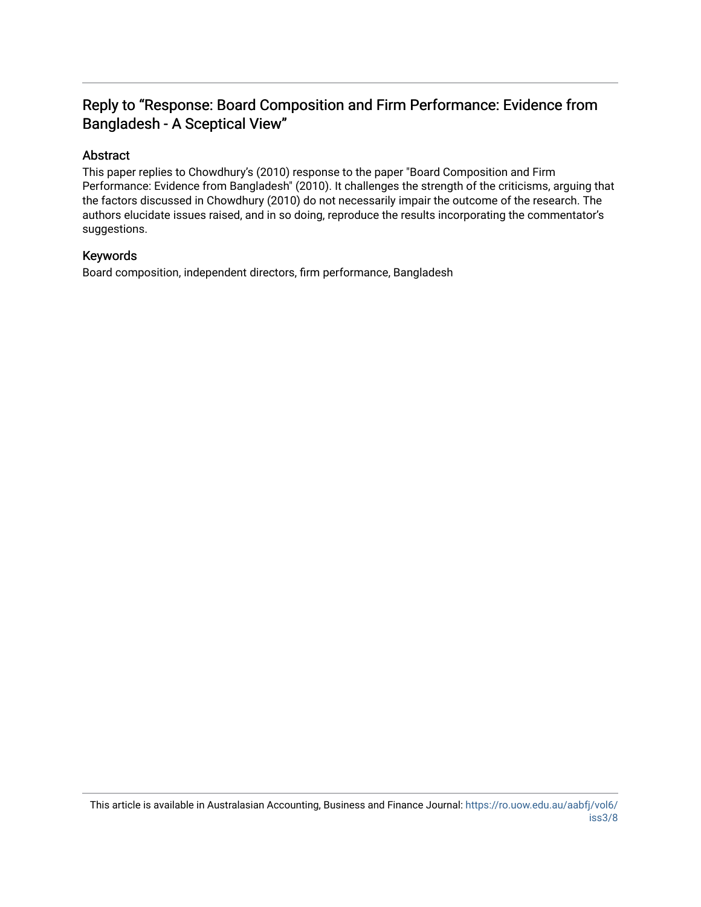# Reply to "Response: Board Composition and Firm Performance: Evidence from Bangladesh - A Sceptical View"

## Abstract

This paper replies to Chowdhury's (2010) response to the paper "Board Composition and Firm Performance: Evidence from Bangladesh" (2010). It challenges the strength of the criticisms, arguing that the factors discussed in Chowdhury (2010) do not necessarily impair the outcome of the research. The authors elucidate issues raised, and in so doing, reproduce the results incorporating the commentator's suggestions.

## Keywords

Board composition, independent directors, firm performance, Bangladesh

This article is available in Australasian Accounting, Business and Finance Journal: https://ro.uow.edu.au/aabfj/vol6/iss3/8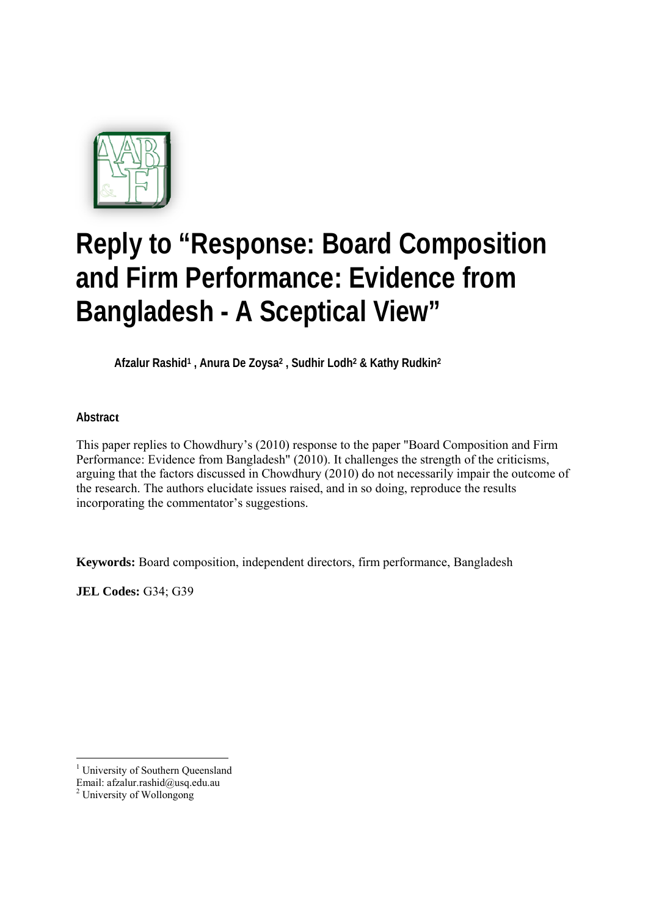# Reply to "Response: Board Composition and Firm Performance: Evidence from Bangladesh - A Sceptical View"

**Afzalur Rashid[1] , Anura De Zoysa[2] , Sudhir Lodh[2] & Kathy Rudkin[2]**

**Abstract**

This paper replies to Chowdhury's (2010) response to the paper "Board Composition and Firm Performance: Evidence from Bangladesh" (2010). It challenges the strength of the criticisms, arguing that the factors discussed in Chowdhury (2010) do not necessarily impair the outcome of the research. The authors elucidate issues raised, and in so doing, reproduce the results incorporating the commentator's suggestions.

**Keywords:** Board composition, independent directors, firm performance, Bangladesh

**JEL Codes:** G34; G39

---

[1] University of Southern Queensland
Email: afzalur.rashid@usq.edu.au

[2] University of Wollongong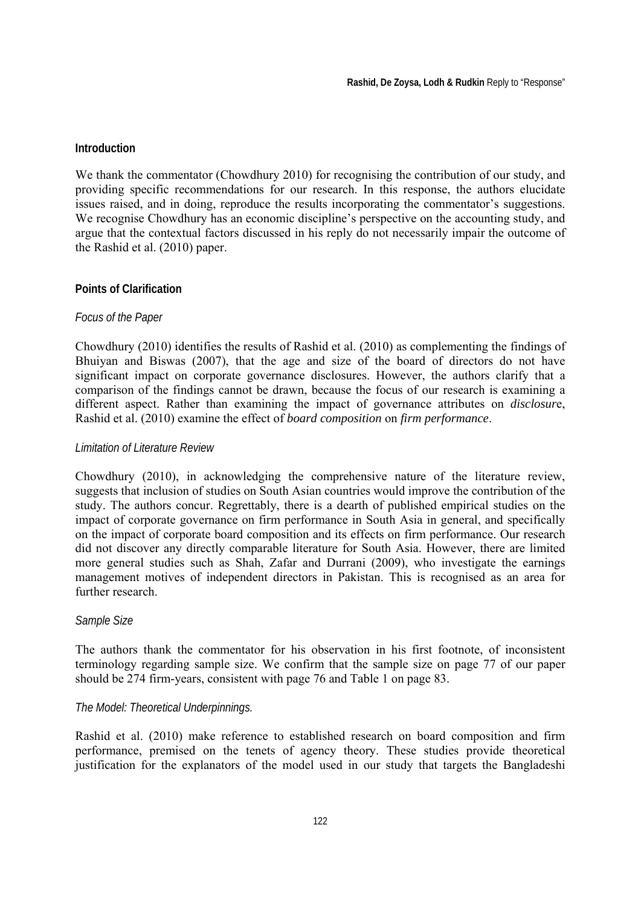## Introduction

We thank the commentator (Chowdhury 2010) for recognising the contribution of our study, and providing specific recommendations for our research. In this response, the authors elucidate issues raised, and in doing, reproduce the results incorporating the commentator's suggestions. We recognise Chowdhury has an economic discipline's perspective on the accounting study, and argue that the contextual factors discussed in his reply do not necessarily impair the outcome of the Rashid et al. (2010) paper.

## Points of Clarification

### *Focus of the Paper*

Chowdhury (2010) identifies the results of Rashid et al. (2010) as complementing the findings of Bhuiyan and Biswas (2007), that the age and size of the board of directors do not have significant impact on corporate governance disclosures. However, the authors clarify that a comparison of the findings cannot be drawn, because the focus of our research is examining a different aspect. Rather than examining the impact of governance attributes on *disclosure*, Rashid et al. (2010) examine the effect of *board composition* on *firm performance*.

### *Limitation of Literature Review*

Chowdhury (2010), in acknowledging the comprehensive nature of the literature review, suggests that inclusion of studies on South Asian countries would improve the contribution of the study. The authors concur. Regrettably, there is a dearth of published empirical studies on the impact of corporate governance on firm performance in South Asia in general, and specifically on the impact of corporate board composition and its effects on firm performance. Our research did not discover any directly comparable literature for South Asia. However, there are limited more general studies such as Shah, Zafar and Durrani (2009), who investigate the earnings management motives of independent directors in Pakistan. This is recognised as an area for further research.

### *Sample Size*

The authors thank the commentator for his observation in his first footnote, of inconsistent terminology regarding sample size. We confirm that the sample size on page 77 of our paper should be 274 firm-years, consistent with page 76 and Table 1 on page 83.

### *The Model: Theoretical Underpinnings.*

Rashid et al. (2010) make reference to established research on board composition and firm performance, premised on the tenets of agency theory. These studies provide theoretical justification for the explanators of the model used in our study that targets the Bangladeshi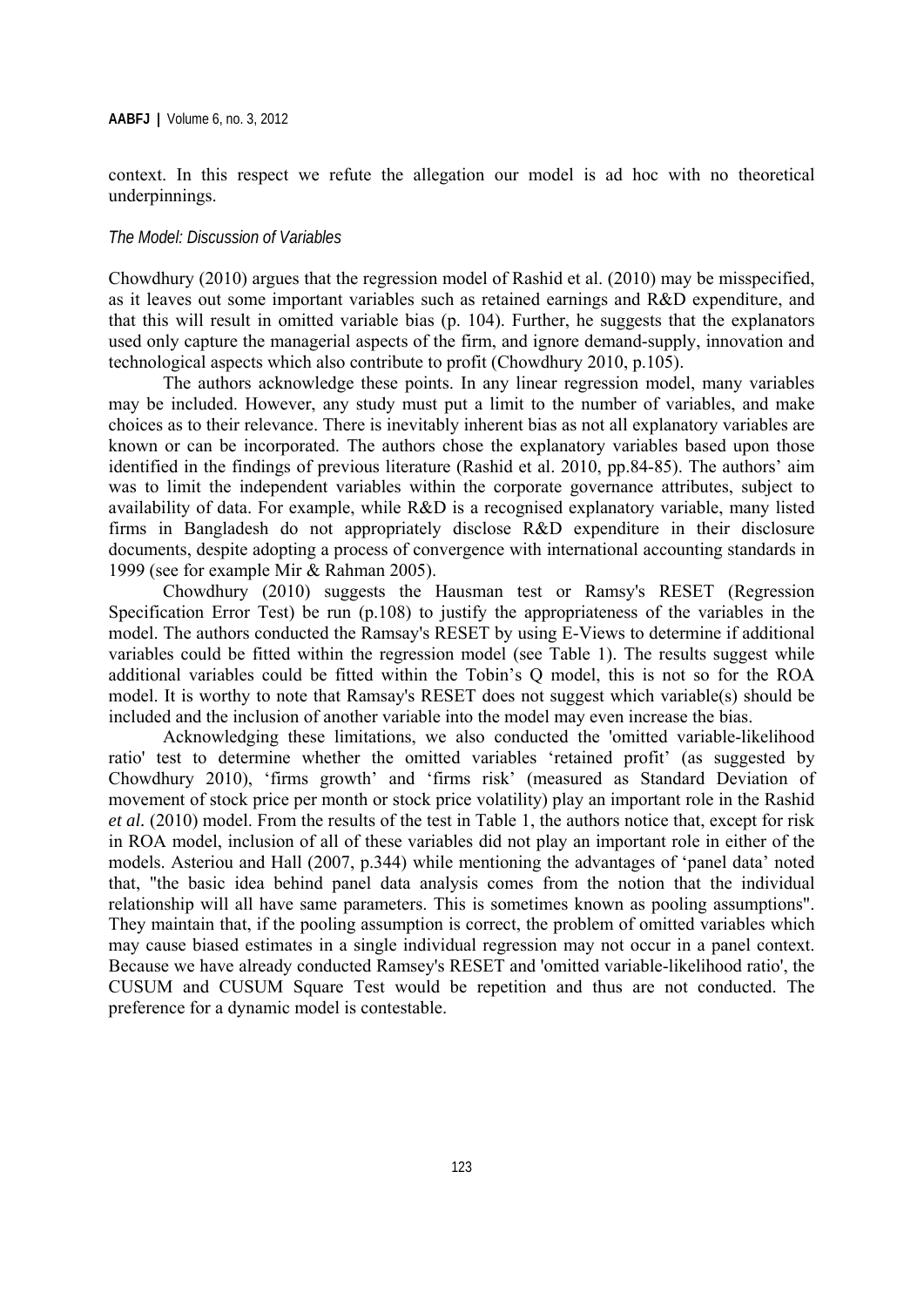context. In this respect we refute the allegation our model is ad hoc with no theoretical underpinnings.

### *The Model: Discussion of Variables*

Chowdhury (2010) argues that the regression model of Rashid et al. (2010) may be misspecified, as it leaves out some important variables such as retained earnings and R&D expenditure, and that this will result in omitted variable bias (p. 104). Further, he suggests that the explanators used only capture the managerial aspects of the firm, and ignore demand-supply, innovation and technological aspects which also contribute to profit (Chowdhury 2010, p.105).

The authors acknowledge these points. In any linear regression model, many variables may be included. However, any study must put a limit to the number of variables, and make choices as to their relevance. There is inevitably inherent bias as not all explanatory variables are known or can be incorporated. The authors chose the explanatory variables based upon those identified in the findings of previous literature (Rashid et al. 2010, pp.84-85). The authors' aim was to limit the independent variables within the corporate governance attributes, subject to availability of data. For example, while R&D is a recognised explanatory variable, many listed firms in Bangladesh do not appropriately disclose R&D expenditure in their disclosure documents, despite adopting a process of convergence with international accounting standards in 1999 (see for example Mir & Rahman 2005).

Chowdhury (2010) suggests the Hausman test or Ramsy's RESET (Regression Specification Error Test) be run (p.108) to justify the appropriateness of the variables in the model. The authors conducted the Ramsay's RESET by using E-Views to determine if additional variables could be fitted within the regression model (see Table 1). The results suggest while additional variables could be fitted within the Tobin's Q model, this is not so for the ROA model. It is worthy to note that Ramsay's RESET does not suggest which variable(s) should be included and the inclusion of another variable into the model may even increase the bias.

Acknowledging these limitations, we also conducted the 'omitted variable-likelihood ratio' test to determine whether the omitted variables 'retained profit' (as suggested by Chowdhury 2010), 'firms growth' and 'firms risk' (measured as Standard Deviation of movement of stock price per month or stock price volatility) play an important role in the Rashid *et al.* (2010) model. From the results of the test in Table 1, the authors notice that, except for risk in ROA model, inclusion of all of these variables did not play an important role in either of the models. Asteriou and Hall (2007, p.344) while mentioning the advantages of 'panel data' noted that, "the basic idea behind panel data analysis comes from the notion that the individual relationship will all have same parameters. This is sometimes known as pooling assumptions". They maintain that, if the pooling assumption is correct, the problem of omitted variables which may cause biased estimates in a single individual regression may not occur in a panel context. Because we have already conducted Ramsey's RESET and 'omitted variable-likelihood ratio', the CUSUM and CUSUM Square Test would be repetition and thus are not conducted. The preference for a dynamic model is contestable.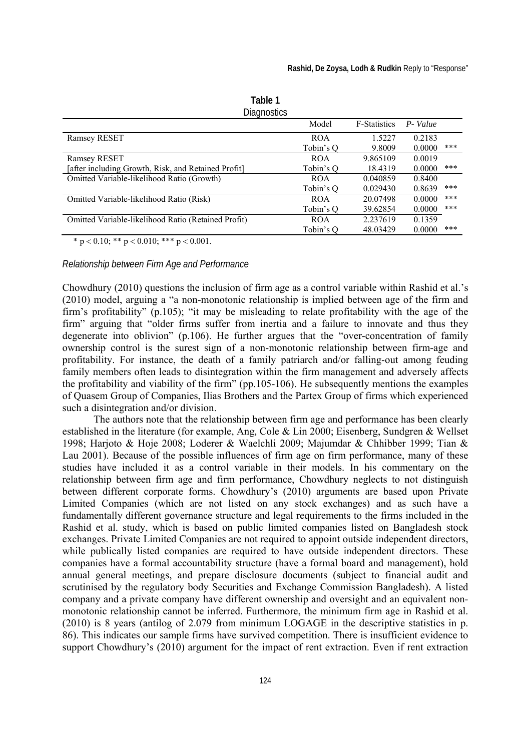**Table 1**
Diagnostics

| | Model | F-Statistics | *P- Value* | |
|---|---|---|---|---|
| Ramsey RESET | ROA | 1.5227 | 0.2183 | |
| | Tobin's Q | 9.8009 | 0.0000 | *** |
| Ramsey RESET [after including Growth, Risk, and Retained Profit] | ROA | 9.865109 | 0.0019 | |
| | Tobin's Q | 18.4319 | 0.0000 | *** |
| Omitted Variable-likelihood Ratio (Growth) | ROA | 0.040859 | 0.8400 | |
| | Tobin's Q | 0.029430 | 0.8639 | *** |
| Omitted Variable-likelihood Ratio (Risk) | ROA | 20.07498 | 0.0000 | *** |
| | Tobin's Q | 39.62854 | 0.0000 | *** |
| Omitted Variable-likelihood Ratio (Retained Profit) | ROA | 2.237619 | 0.1359 | |
| | Tobin's Q | 48.03429 | 0.0000 | *** |

* $p < 0.10$; ** $p < 0.010$; *** $p < 0.001$.

*Relationship between Firm Age and Performance*

Chowdhury (2010) questions the inclusion of firm age as a control variable within Rashid et al.'s (2010) model, arguing a "a non-monotonic relationship is implied between age of the firm and firm's profitability" (p.105); "it may be misleading to relate profitability with the age of the firm" arguing that "older firms suffer from inertia and a failure to innovate and thus they degenerate into oblivion" (p.106). He further argues that the "over-concentration of family ownership control is the surest sign of a non-monotonic relationship between firm-age and profitability. For instance, the death of a family patriarch and/or falling-out among feuding family members often leads to disintegration within the firm management and adversely affects the profitability and viability of the firm" (pp.105-106). He subsequently mentions the examples of Quasem Group of Companies, Ilias Brothers and the Partex Group of firms which experienced such a disintegration and/or division.

The authors note that the relationship between firm age and performance has been clearly established in the literature (for example, Ang, Cole & Lin 2000; Eisenberg, Sundgren & Wellset 1998; Harjoto & Hoje 2008; Loderer & Waelchli 2009; Majumdar & Chhibber 1999; Tian & Lau 2001). Because of the possible influences of firm age on firm performance, many of these studies have included it as a control variable in their models. In his commentary on the relationship between firm age and firm performance, Chowdhury neglects to not distinguish between different corporate forms. Chowdhury's (2010) arguments are based upon Private Limited Companies (which are not listed on any stock exchanges) and as such have a fundamentally different governance structure and legal requirements to the firms included in the Rashid et al. study, which is based on public limited companies listed on Bangladesh stock exchanges. Private Limited Companies are not required to appoint outside independent directors, while publically listed companies are required to have outside independent directors. These companies have a formal accountability structure (have a formal board and management), hold annual general meetings, and prepare disclosure documents (subject to financial audit and scrutinised by the regulatory body Securities and Exchange Commission Bangladesh). A listed company and a private company have different ownership and oversight and an equivalent non-monotonic relationship cannot be inferred. Furthermore, the minimum firm age in Rashid et al. (2010) is 8 years (antilog of 2.079 from minimum LOGAGE in the descriptive statistics in p. 86). This indicates our sample firms have survived competition. There is insufficient evidence to support Chowdhury's (2010) argument for the impact of rent extraction. Even if rent extraction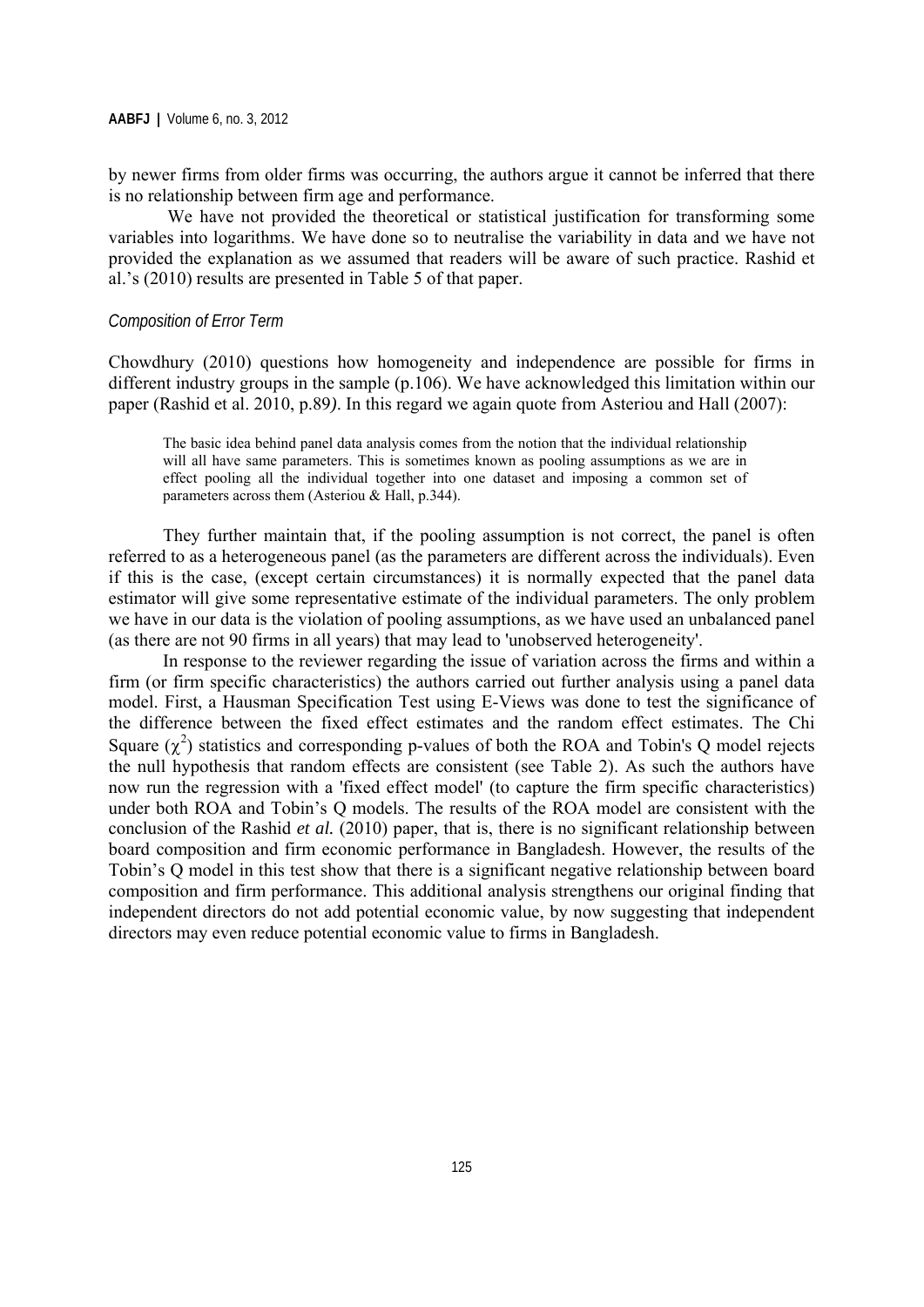by newer firms from older firms was occurring, the authors argue it cannot be inferred that there is no relationship between firm age and performance.

We have not provided the theoretical or statistical justification for transforming some variables into logarithms. We have done so to neutralise the variability in data and we have not provided the explanation as we assumed that readers will be aware of such practice. Rashid et al.'s (2010) results are presented in Table 5 of that paper.

### *Composition of Error Term*

Chowdhury (2010) questions how homogeneity and independence are possible for firms in different industry groups in the sample (p.106). We have acknowledged this limitation within our paper (Rashid et al. 2010, p.89*)*. In this regard we again quote from Asteriou and Hall (2007):

> The basic idea behind panel data analysis comes from the notion that the individual relationship will all have same parameters. This is sometimes known as pooling assumptions as we are in effect pooling all the individual together into one dataset and imposing a common set of parameters across them (Asteriou & Hall, p.344).

They further maintain that, if the pooling assumption is not correct, the panel is often referred to as a heterogeneous panel (as the parameters are different across the individuals). Even if this is the case, (except certain circumstances) it is normally expected that the panel data estimator will give some representative estimate of the individual parameters. The only problem we have in our data is the violation of pooling assumptions, as we have used an unbalanced panel (as there are not 90 firms in all years) that may lead to 'unobserved heterogeneity'.

In response to the reviewer regarding the issue of variation across the firms and within a firm (or firm specific characteristics) the authors carried out further analysis using a panel data model. First, a Hausman Specification Test using E-Views was done to test the significance of the difference between the fixed effect estimates and the random effect estimates. The Chi Square ($\chi^2$) statistics and corresponding p-values of both the ROA and Tobin's Q model rejects the null hypothesis that random effects are consistent (see Table 2). As such the authors have now run the regression with a 'fixed effect model' (to capture the firm specific characteristics) under both ROA and Tobin's Q models. The results of the ROA model are consistent with the conclusion of the Rashid *et al.* (2010) paper, that is, there is no significant relationship between board composition and firm economic performance in Bangladesh. However, the results of the Tobin's Q model in this test show that there is a significant negative relationship between board composition and firm performance. This additional analysis strengthens our original finding that independent directors do not add potential economic value, by now suggesting that independent directors may even reduce potential economic value to firms in Bangladesh.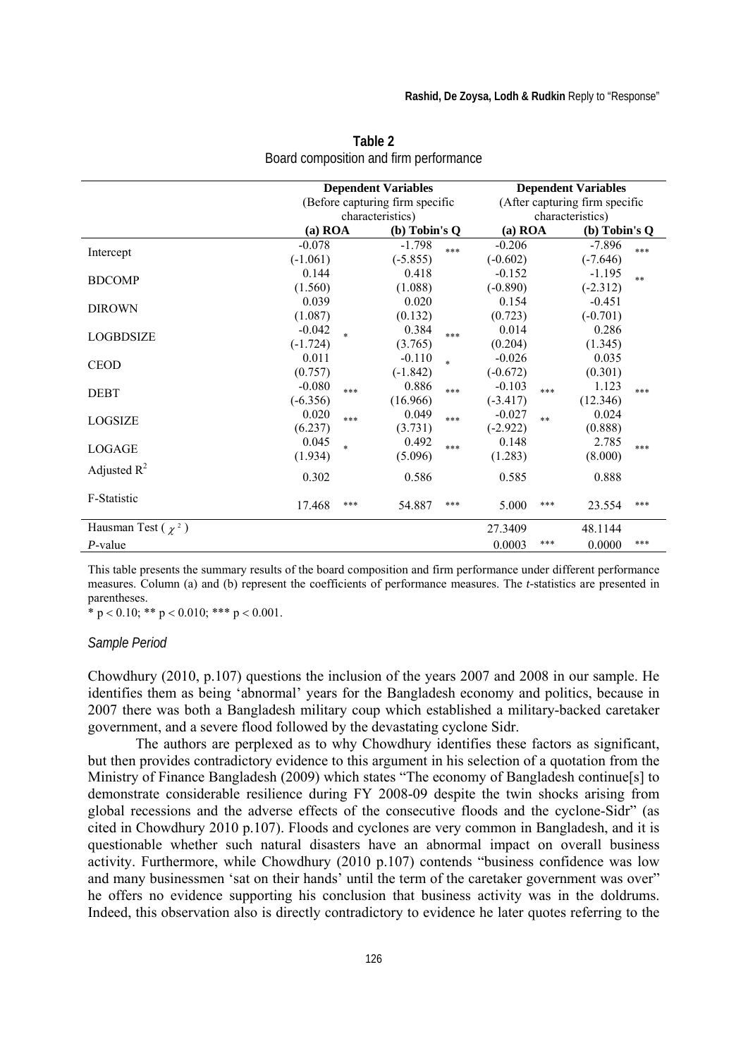**Table 2**
Board composition and firm performance

| | Dependent Variables (Before capturing firm specific characteristics) | | | | Dependent Variables (After capturing firm specific characteristics) | | | |
|---|---|---|---|---|---|---|---|---|
| | (a) ROA | | (b) Tobin's Q | | (a) ROA | | (b) Tobin's Q | |
| Intercept | -0.078 | | -1.798 | *** | -0.206 | | -7.896 | *** |
| | (-1.061) | | (-5.855) | | (-0.602) | | (-7.646) | |
| BDCOMP | 0.144 | | 0.418 | | -0.152 | | -1.195 | ** |
| | (1.560) | | (1.088) | | (-0.890) | | (-2.312) | |
| DIROWN | 0.039 | | 0.020 | | 0.154 | | -0.451 | |
| | (1.087) | | (0.132) | | (0.723) | | (-0.701) | |
| LOGBDSIZE | -0.042 | * | 0.384 | *** | 0.014 | | 0.286 | |
| | (-1.724) | | (3.765) | | (0.204) | | (1.345) | |
| CEOD | 0.011 | | -0.110 | * | -0.026 | | 0.035 | |
| | (0.757) | | (-1.842) | | (-0.672) | | (0.301) | |
| DEBT | -0.080 | *** | 0.886 | *** | -0.103 | *** | 1.123 | *** |
| | (-6.356) | | (16.966) | | (-3.417) | | (12.346) | |
| LOGSIZE | 0.020 | *** | 0.049 | *** | -0.027 | ** | 0.024 | |
| | (6.237) | | (3.731) | | (-2.922) | | (0.888) | |
| LOGAGE | 0.045 | * | 0.492 | *** | 0.148 | | 2.785 | *** |
| | (1.934) | | (5.096) | | (1.283) | | (8.000) | |
| Adjusted $R^2$ | 0.302 | | 0.586 | | 0.585 | | 0.888 | |
| F-Statistic | 17.468 | *** | 54.887 | *** | 5.000 | *** | 23.554 | *** |
| Hausman Test ($\chi^2$) | | | | | 27.3409 | | 48.1144 | |
| *P*-value | | | | | 0.0003 | *** | 0.0000 | *** |

This table presents the summary results of the board composition and firm performance under different performance measures. Column (a) and (b) represent the coefficients of performance measures. The *t*-statistics are presented in parentheses.

* $p < 0.10$; ** $p < 0.010$; *** $p < 0.001$.

### *Sample Period*

Chowdhury (2010, p.107) questions the inclusion of the years 2007 and 2008 in our sample. He identifies them as being 'abnormal' years for the Bangladesh economy and politics, because in 2007 there was both a Bangladesh military coup which established a military-backed caretaker government, and a severe flood followed by the devastating cyclone Sidr.

The authors are perplexed as to why Chowdhury identifies these factors as significant, but then provides contradictory evidence to this argument in his selection of a quotation from the Ministry of Finance Bangladesh (2009) which states "The economy of Bangladesh continue[s] to demonstrate considerable resilience during FY 2008-09 despite the twin shocks arising from global recessions and the adverse effects of the consecutive floods and the cyclone-Sidr" (as cited in Chowdhury 2010 p.107). Floods and cyclones are very common in Bangladesh, and it is questionable whether such natural disasters have an abnormal impact on overall business activity. Furthermore, while Chowdhury (2010 p.107) contends "business confidence was low and many businessmen 'sat on their hands' until the term of the caretaker government was over" he offers no evidence supporting his conclusion that business activity was in the doldrums. Indeed, this observation also is directly contradictory to evidence he later quotes referring to the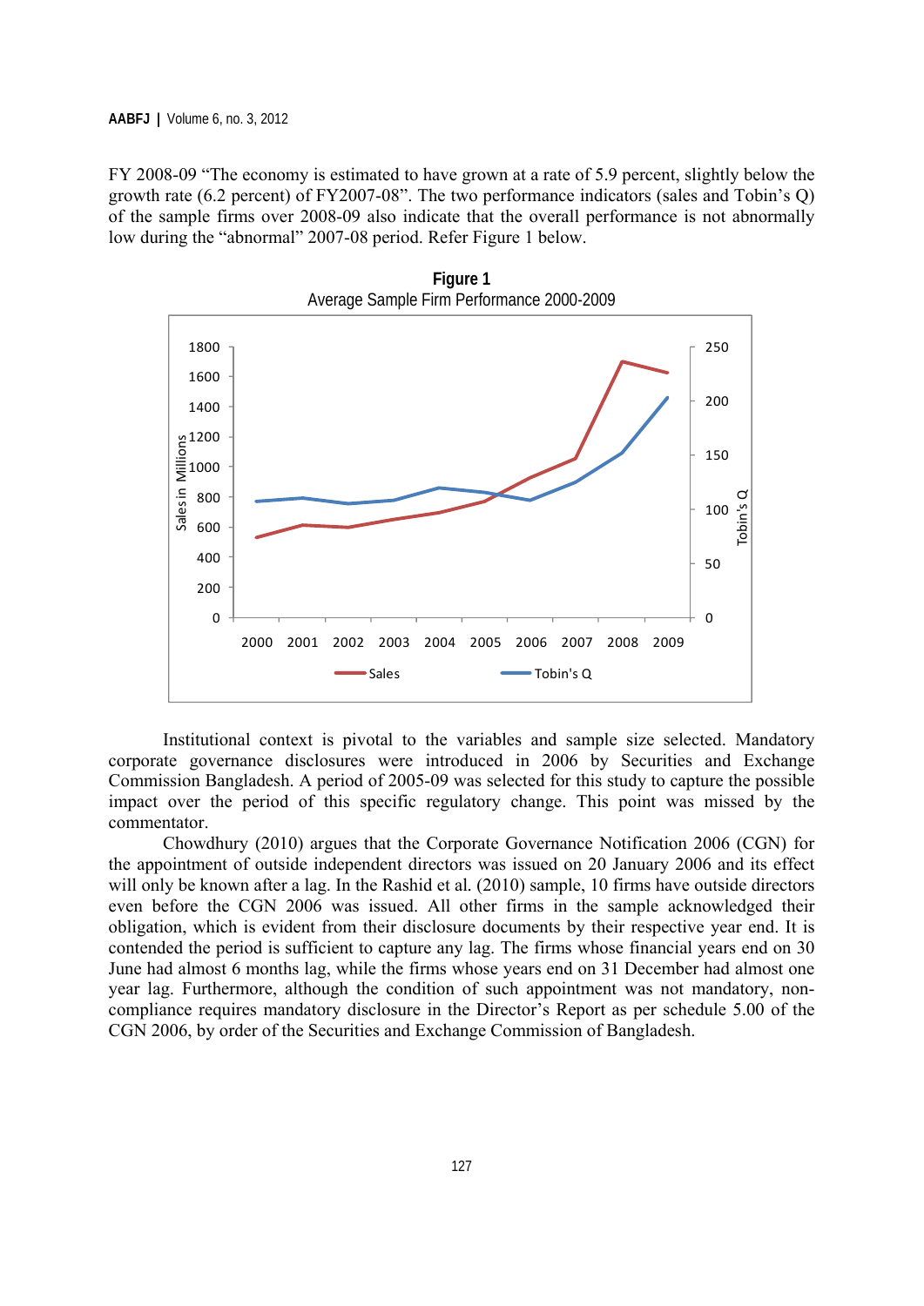FY 2008-09 "The economy is estimated to have grown at a rate of 5.9 percent, slightly below the growth rate (6.2 percent) of FY2007-08". The two performance indicators (sales and Tobin's Q) of the sample firms over 2008-09 also indicate that the overall performance is not abnormally low during the "abnormal" 2007-08 period. Refer Figure 1 below.

**Figure 1**
Average Sample Firm Performance 2000-2009

Institutional context is pivotal to the variables and sample size selected. Mandatory corporate governance disclosures were introduced in 2006 by Securities and Exchange Commission Bangladesh. A period of 2005-09 was selected for this study to capture the possible impact over the period of this specific regulatory change. This point was missed by the commentator.

Chowdhury (2010) argues that the Corporate Governance Notification 2006 (CGN) for the appointment of outside independent directors was issued on 20 January 2006 and its effect will only be known after a lag. In the Rashid et al. (2010) sample, 10 firms have outside directors even before the CGN 2006 was issued. All other firms in the sample acknowledged their obligation, which is evident from their disclosure documents by their respective year end. It is contended the period is sufficient to capture any lag. The firms whose financial years end on 30 June had almost 6 months lag, while the firms whose years end on 31 December had almost one year lag. Furthermore, although the condition of such appointment was not mandatory, non-compliance requires mandatory disclosure in the Director's Report as per schedule 5.00 of the CGN 2006, by order of the Securities and Exchange Commission of Bangladesh.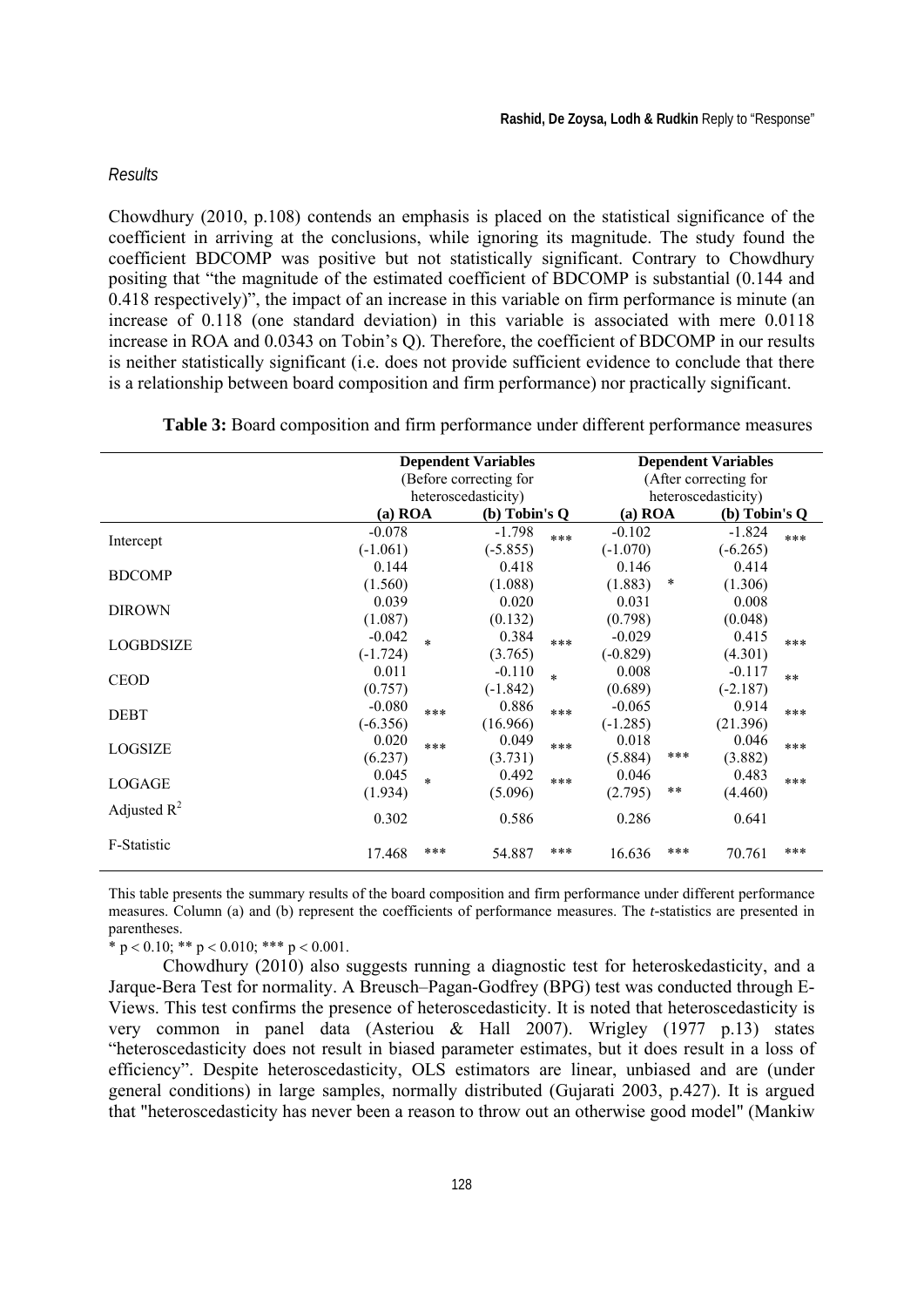*Results*

Chowdhury (2010, p.108) contends an emphasis is placed on the statistical significance of the coefficient in arriving at the conclusions, while ignoring its magnitude. The study found the coefficient BDCOMP was positive but not statistically significant. Contrary to Chowdhury positing that "the magnitude of the estimated coefficient of BDCOMP is substantial (0.144 and 0.418 respectively)", the impact of an increase in this variable on firm performance is minute (an increase of 0.118 (one standard deviation) in this variable is associated with mere 0.0118 increase in ROA and 0.0343 on Tobin's Q). Therefore, the coefficient of BDCOMP in our results is neither statistically significant (i.e. does not provide sufficient evidence to conclude that there is a relationship between board composition and firm performance) nor practically significant.

**Table 3:** Board composition and firm performance under different performance measures

| | Dependent Variables (Before correcting for heteroscedasticity) | | | | Dependent Variables (After correcting for heteroscedasticity) | | | |
|---|---|---|---|---|---|---|---|---|
| | (a) ROA | | (b) Tobin's Q | | (a) ROA | | (b) Tobin's Q | |
| Intercept | -0.078 | | -1.798 | *** | -0.102 | | -1.824 | *** |
| | (-1.061) | | (-5.855) | | (-1.070) | | (-6.265) | |
| BDCOMP | 0.144 | | 0.418 | | 0.146 | | 0.414 | |
| | (1.560) | | (1.088) | | (1.883) | * | (1.306) | |
| DIROWN | 0.039 | | 0.020 | | 0.031 | | 0.008 | |
| | (1.087) | | (0.132) | | (0.798) | | (0.048) | |
| LOGBDSIZE | -0.042 | * | 0.384 | *** | -0.029 | | 0.415 | *** |
| | (-1.724) | | (3.765) | | (-0.829) | | (4.301) | |
| CEOD | 0.011 | | -0.110 | * | 0.008 | | -0.117 | ** |
| | (0.757) | | (-1.842) | | (0.689) | | (-2.187) | |
| DEBT | -0.080 | *** | 0.886 | *** | -0.065 | | 0.914 | *** |
| | (-6.356) | | (16.966) | | (-1.285) | | (21.396) | |
| LOGSIZE | 0.020 | *** | 0.049 | *** | 0.018 | | 0.046 | *** |
| | (6.237) | | (3.731) | | (5.884) | *** | (3.882) | |
| LOGAGE | 0.045 | * | 0.492 | *** | 0.046 | | 0.483 | *** |
| | (1.934) | | (5.096) | | (2.795) | ** | (4.460) | |
| Adjusted $R^2$ | 0.302 | | 0.586 | | 0.286 | | 0.641 | |
| F-Statistic | 17.468 | *** | 54.887 | *** | 16.636 | *** | 70.761 | *** |

This table presents the summary results of the board composition and firm performance under different performance measures. Column (a) and (b) represent the coefficients of performance measures. The *t*-statistics are presented in parentheses.

\* $p < 0.10$; ** $p < 0.010$; *** $p < 0.001$.

Chowdhury (2010) also suggests running a diagnostic test for heteroskedasticity, and a Jarque-Bera Test for normality. A Breusch–Pagan-Godfrey (BPG) test was conducted through E-Views. This test confirms the presence of heteroscedasticity. It is noted that heteroscedasticity is very common in panel data (Asteriou & Hall 2007). Wrigley (1977 p.13) states "heteroscedasticity does not result in biased parameter estimates, but it does result in a loss of efficiency". Despite heteroscedasticity, OLS estimators are linear, unbiased and are (under general conditions) in large samples, normally distributed (Gujarati 2003, p.427). It is argued that "heteroscedasticity has never been a reason to throw out an otherwise good model" (Mankiw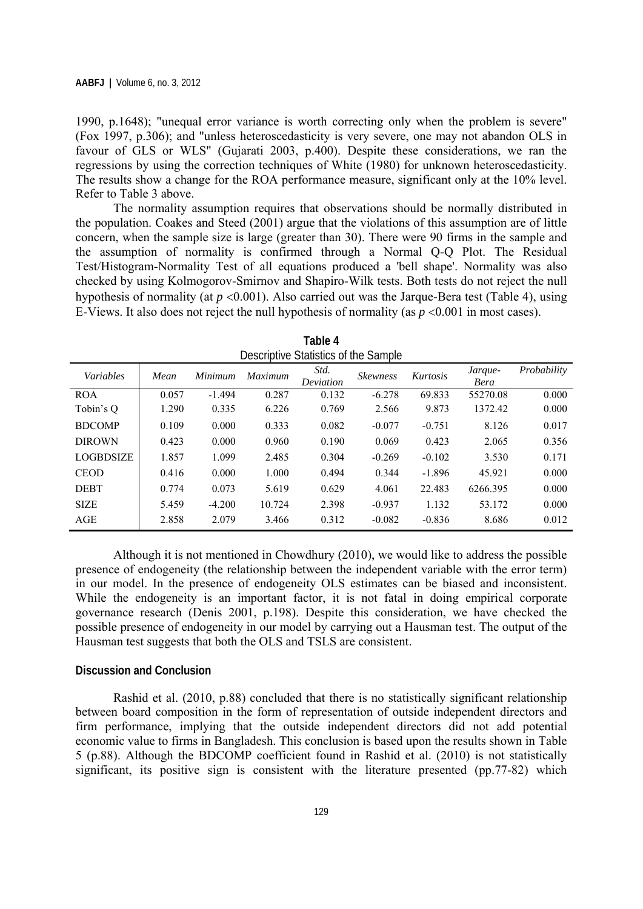1990, p.1648); "unequal error variance is worth correcting only when the problem is severe" (Fox 1997, p.306); and "unless heteroscedasticity is very severe, one may not abandon OLS in favour of GLS or WLS" (Gujarati 2003, p.400). Despite these considerations, we ran the regressions by using the correction techniques of White (1980) for unknown heteroscedasticity. The results show a change for the ROA performance measure, significant only at the 10% level. Refer to Table 3 above.

The normality assumption requires that observations should be normally distributed in the population. Coakes and Steed (2001) argue that the violations of this assumption are of little concern, when the sample size is large (greater than 30). There were 90 firms in the sample and the assumption of normality is confirmed through a Normal Q-Q Plot. The Residual Test/Histogram-Normality Test of all equations produced a 'bell shape'. Normality was also checked by using Kolmogorov-Smirnov and Shapiro-Wilk tests. Both tests do not reject the null hypothesis of normality (at $p < 0.001$). Also carried out was the Jarque-Bera test (Table 4), using E-Views. It also does not reject the null hypothesis of normality (as $p < 0.001$ in most cases).

**Table 4**
Descriptive Statistics of the Sample

| *Variables* | *Mean* | *Minimum* | *Maximum* | *Std. Deviation* | *Skewness* | *Kurtosis* | *Jarque-Bera* | *Probability* |
|---|---|---|---|---|---|---|---|---|
| ROA | 0.057 | -1.494 | 0.287 | 0.132 | -6.278 | 69.833 | 55270.08 | 0.000 |
| Tobin's Q | 1.290 | 0.335 | 6.226 | 0.769 | 2.566 | 9.873 | 1372.42 | 0.000 |
| BDCOMP | 0.109 | 0.000 | 0.333 | 0.082 | -0.077 | -0.751 | 8.126 | 0.017 |
| DIROWN | 0.423 | 0.000 | 0.960 | 0.190 | 0.069 | 0.423 | 2.065 | 0.356 |
| LOGBDSIZE | 1.857 | 1.099 | 2.485 | 0.304 | -0.269 | -0.102 | 3.530 | 0.171 |
| CEOD | 0.416 | 0.000 | 1.000 | 0.494 | 0.344 | -1.896 | 45.921 | 0.000 |
| DEBT | 0.774 | 0.073 | 5.619 | 0.629 | 4.061 | 22.483 | 6266.395 | 0.000 |
| SIZE | 5.459 | -4.200 | 10.724 | 2.398 | -0.937 | 1.132 | 53.172 | 0.000 |
| AGE | 2.858 | 2.079 | 3.466 | 0.312 | -0.082 | -0.836 | 8.686 | 0.012 |

Although it is not mentioned in Chowdhury (2010), we would like to address the possible presence of endogeneity (the relationship between the independent variable with the error term) in our model. In the presence of endogeneity OLS estimates can be biased and inconsistent. While the endogeneity is an important factor, it is not fatal in doing empirical corporate governance research (Denis 2001, p.198). Despite this consideration, we have checked the possible presence of endogeneity in our model by carrying out a Hausman test. The output of the Hausman test suggests that both the OLS and TSLS are consistent.

## Discussion and Conclusion

Rashid et al. (2010, p.88) concluded that there is no statistically significant relationship between board composition in the form of representation of outside independent directors and firm performance, implying that the outside independent directors did not add potential economic value to firms in Bangladesh. This conclusion is based upon the results shown in Table 5 (p.88). Although the BDCOMP coefficient found in Rashid et al. (2010) is not statistically significant, its positive sign is consistent with the literature presented (pp.77-82) which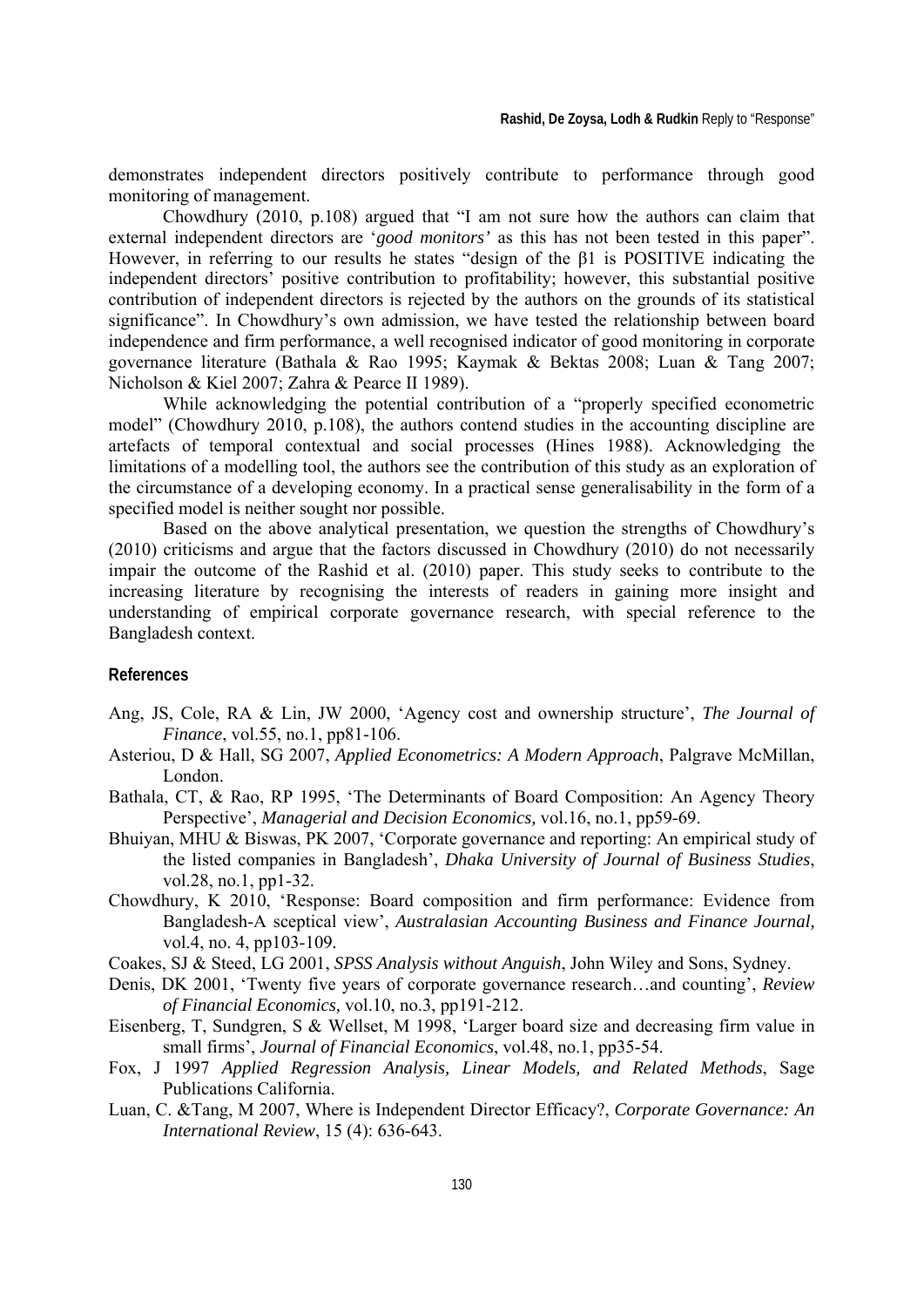demonstrates independent directors positively contribute to performance through good monitoring of management.

Chowdhury (2010, p.108) argued that "I am not sure how the authors can claim that external independent directors are '*good monitors'* as this has not been tested in this paper". However, in referring to our results he states "design of the β1 is POSITIVE indicating the independent directors' positive contribution to profitability; however, this substantial positive contribution of independent directors is rejected by the authors on the grounds of its statistical significance". In Chowdhury's own admission, we have tested the relationship between board independence and firm performance, a well recognised indicator of good monitoring in corporate governance literature (Bathala & Rao 1995; Kaymak & Bektas 2008; Luan & Tang 2007; Nicholson & Kiel 2007; Zahra & Pearce II 1989).

While acknowledging the potential contribution of a "properly specified econometric model" (Chowdhury 2010, p.108), the authors contend studies in the accounting discipline are artefacts of temporal contextual and social processes (Hines 1988). Acknowledging the limitations of a modelling tool, the authors see the contribution of this study as an exploration of the circumstance of a developing economy. In a practical sense generalisability in the form of a specified model is neither sought nor possible.

Based on the above analytical presentation, we question the strengths of Chowdhury's (2010) criticisms and argue that the factors discussed in Chowdhury (2010) do not necessarily impair the outcome of the Rashid et al. (2010) paper. This study seeks to contribute to the increasing literature by recognising the interests of readers in gaining more insight and understanding of empirical corporate governance research, with special reference to the Bangladesh context.

## References

Ang, JS, Cole, RA & Lin, JW 2000, 'Agency cost and ownership structure', *The Journal of Finance*, vol.55, no.1, pp81-106.

Asteriou, D & Hall, SG 2007, *Applied Econometrics: A Modern Approach*, Palgrave McMillan, London.

Bathala, CT, & Rao, RP 1995, 'The Determinants of Board Composition: An Agency Theory Perspective', *Managerial and Decision Economics,* vol.16, no.1, pp59-69.

Bhuiyan, MHU & Biswas, PK 2007, 'Corporate governance and reporting: An empirical study of the listed companies in Bangladesh', *Dhaka University of Journal of Business Studies*, vol.28, no.1, pp1-32.

Chowdhury, K 2010, 'Response: Board composition and firm performance: Evidence from Bangladesh-A sceptical view', *Australasian Accounting Business and Finance Journal,* vol.4, no. 4, pp103-109.

Coakes, SJ & Steed, LG 2001, *SPSS Analysis without Anguish*, John Wiley and Sons, Sydney.

Denis, DK 2001, 'Twenty five years of corporate governance research…and counting', *Review of Financial Economics,* vol.10, no.3, pp191-212.

Eisenberg, T, Sundgren, S & Wellset, M 1998, 'Larger board size and decreasing firm value in small firms', *Journal of Financial Economics*, vol.48, no.1, pp35-54.

Fox, J 1997 *Applied Regression Analysis, Linear Models, and Related Methods*, Sage Publications California.

Luan, C. &Tang, M 2007, Where is Independent Director Efficacy?, *Corporate Governance: An International Review*, 15 (4): 636-643.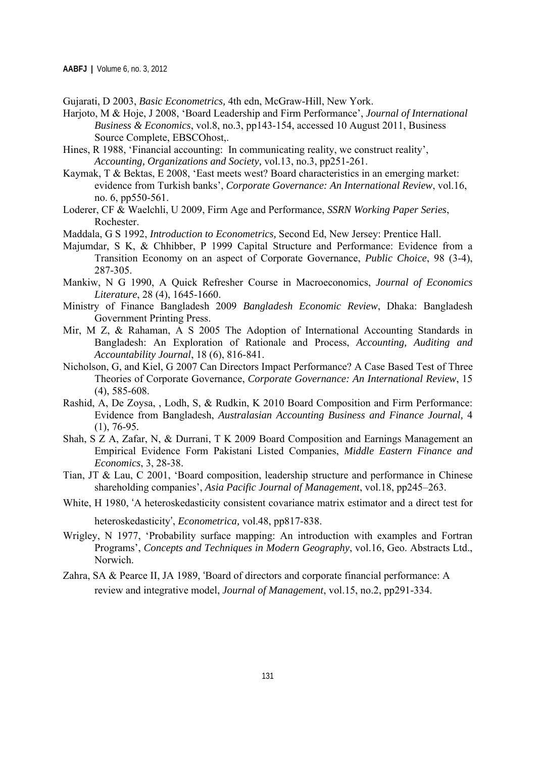Gujarati, D 2003, *Basic Econometrics,* 4th edn, McGraw-Hill, New York.

Harjoto, M & Hoje, J 2008, 'Board Leadership and Firm Performance', *Journal of International Business & Economics*, vol.8, no.3, pp143-154, accessed 10 August 2011, Business Source Complete, EBSCOhost,.

Hines, R 1988, 'Financial accounting: In communicating reality, we construct reality', *Accounting, Organizations and Society,* vol.13, no.3, pp251-261.

Kaymak, T & Bektas, E 2008, 'East meets west? Board characteristics in an emerging market: evidence from Turkish banks', *Corporate Governance: An International Review*, vol.16, no. 6, pp550-561.

Loderer, CF & Waelchli, U 2009, Firm Age and Performance, *SSRN Working Paper Series*, Rochester.

Maddala, G S 1992, *Introduction to Econometrics,* Second Ed, New Jersey: Prentice Hall.

Majumdar, S K, & Chhibber, P 1999 Capital Structure and Performance: Evidence from a Transition Economy on an aspect of Corporate Governance, *Public Choice*, 98 (3-4), 287-305.

Mankiw, N G 1990, A Quick Refresher Course in Macroeconomics, *Journal of Economics Literature*, 28 (4), 1645-1660.

Ministry of Finance Bangladesh 2009 *Bangladesh Economic Review*, Dhaka: Bangladesh Government Printing Press.

Mir, M Z, & Rahaman, A S 2005 The Adoption of International Accounting Standards in Bangladesh: An Exploration of Rationale and Process, *Accounting, Auditing and Accountability Journal*, 18 (6), 816-841.

Nicholson, G, and Kiel, G 2007 Can Directors Impact Performance? A Case Based Test of Three Theories of Corporate Governance, *Corporate Governance: An International Review*, 15 (4), 585-608.

Rashid, A, De Zoysa, , Lodh, S, & Rudkin, K 2010 Board Composition and Firm Performance: Evidence from Bangladesh, *Australasian Accounting Business and Finance Journal,* 4 (1), 76-95.

Shah, S Z A, Zafar, N, & Durrani, T K 2009 Board Composition and Earnings Management an Empirical Evidence Form Pakistani Listed Companies, *Middle Eastern Finance and Economics*, 3, 28-38.

Tian, JT & Lau, C 2001, 'Board composition, leadership structure and performance in Chinese shareholding companies', *Asia Pacific Journal of Management*, vol.18, pp245–263.

White, H 1980, 'A heteroskedasticity consistent covariance matrix estimator and a direct test for heteroskedasticity', *Econometrica,* vol.48, pp817-838.

Wrigley, N 1977, 'Probability surface mapping: An introduction with examples and Fortran Programs', *Concepts and Techniques in Modern Geography*, vol.16, Geo. Abstracts Ltd., Norwich.

Zahra, SA & Pearce II, JA 1989, 'Board of directors and corporate financial performance: A review and integrative model, *Journal of Management*, vol.15, no.2, pp291-334.